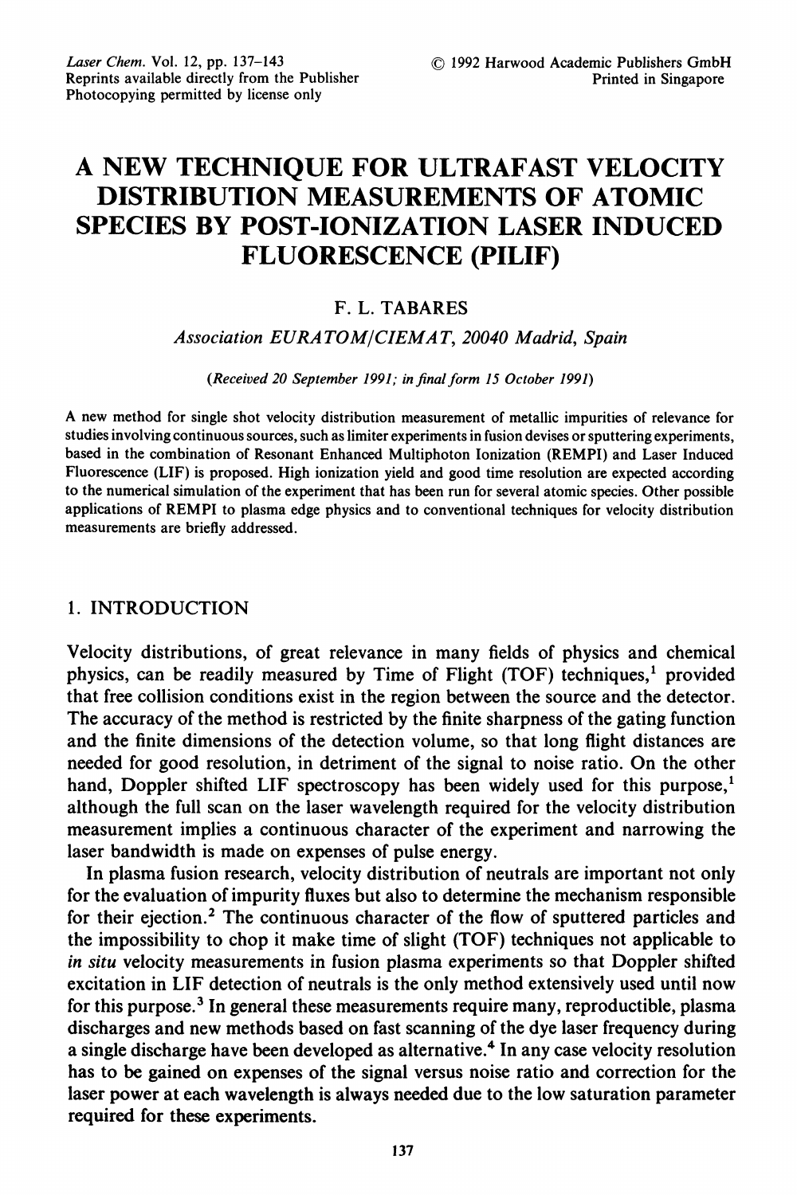# A NEW TECHNIQUE FOR ULTRAFAST VELOCITY DISTRIBUTION MEASUREMENTS OF ATOMIC SPECIES BY POST-IONIZATION LASER INDUCED FLUORESCENCE (PILIF)

F. L. TABARES

*Association EURATOM/CIEMAT, 20040 Madrid, Spain*

*(Received 20 September 1991; in final form 15 October 1991)*

A new method for single shot velocity distribution measurement of metallic impurities of relevance for studies involving continuous sources, such as limiter experiments in fusion devises or sputtering experiments, based in the combination of Resonant Enhanced Multiphoton Ionization (REMPI) and Laser Induced Fluorescence (LIF) is proposed. High ionization yield and good time resolution are expected according to the numerical simulation of the experiment that has been run for several atomic species. Other possible applications of REMPI to plasma edge physics and to conventional techniques for velocity distribution measurements are briefly addressed.

## 1. INTRODUCTION

Velocity distributions, of great relevance in many fields of physics and chemical physics, can be readily measured by Time of Flight (TOF) techniques,[1] provided that free collision conditions exist in the region between the source and the detector. The accuracy of the method is restricted by the finite sharpness of the gating function and the finite dimensions of the detection volume, so that long flight distances are needed for good resolution, in detriment of the signal to noise ratio. On the other hand, Doppler shifted LIF spectroscopy has been widely used for this purpose,[1] although the full scan on the laser wavelength required for the velocity distribution measurement implies a continuous character of the experiment and narrowing the laser bandwidth is made on expenses of pulse energy.

In plasma fusion research, velocity distribution of neutrals are important not only for the evaluation of impurity fluxes but also to determine the mechanism responsible for their ejection.[2] The continuous character of the flow of sputtered particles and the impossibility to chop it make time of slight (TOF) techniques not applicable to *in situ* velocity measurements in fusion plasma experiments so that Doppler shifted excitation in LIF detection of neutrals is the only method extensively used until now for this purpose.[3] In general these measurements require many, reproductible, plasma discharges and new methods based on fast scanning of the dye laser frequency during a single discharge have been developed as alternative.[4] In any case velocity resolution has to be gained on expenses of the signal versus noise ratio and correction for the laser power at each wavelength is always needed due to the low saturation parameter required for these experiments.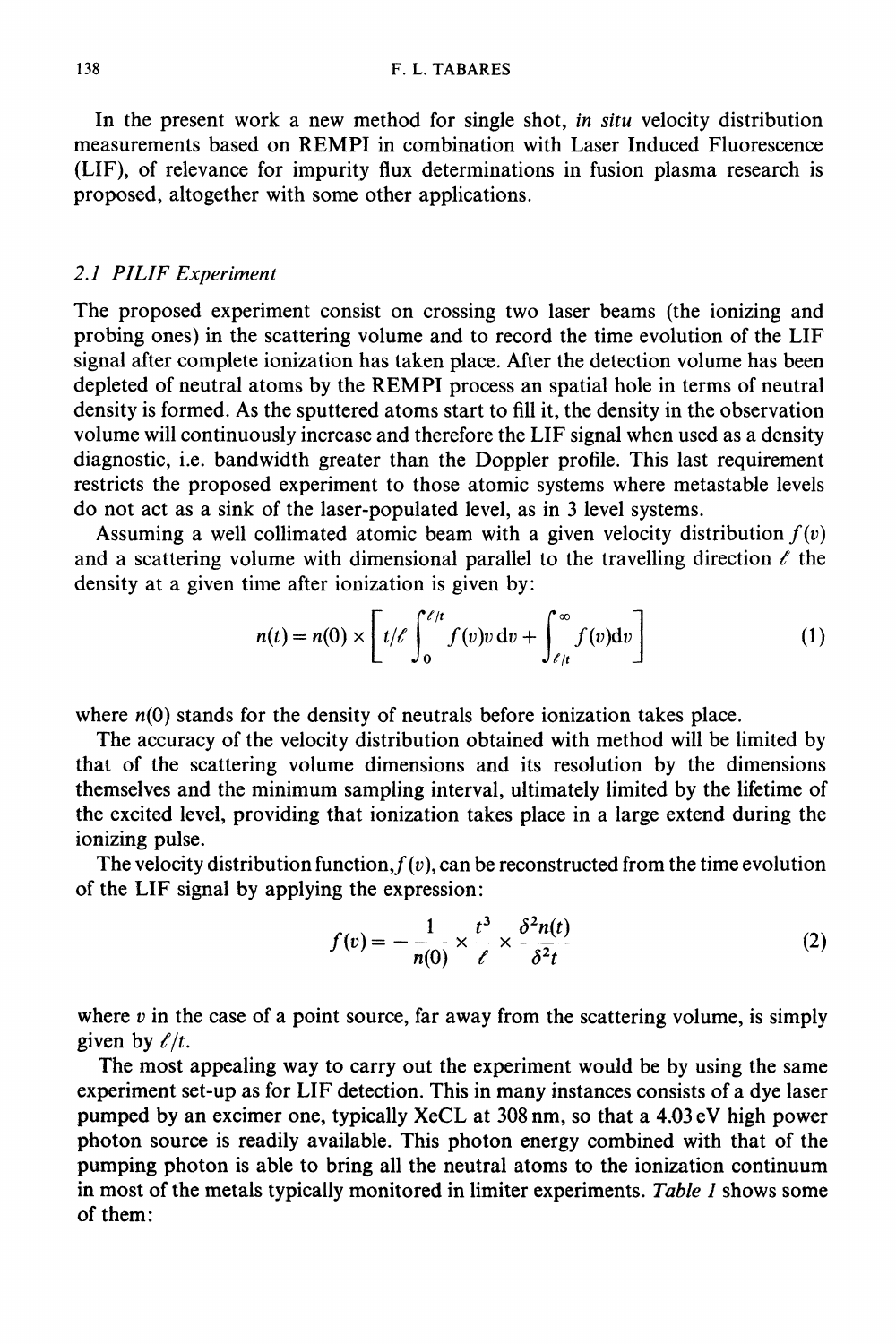In the present work a new method for single shot, *in situ* velocity distribution measurements based on REMPI in combination with Laser Induced Fluorescence (LIF), of relevance for impurity flux determinations in fusion plasma research is proposed, altogether with some other applications.

### *2.1 PILIF Experiment*

The proposed experiment consist on crossing two laser beams (the ionizing and probing ones) in the scattering volume and to record the time evolution of the LIF signal after complete ionization has taken place. After the detection volume has been depleted of neutral atoms by the REMPI process an spatial hole in terms of neutral density is formed. As the sputtered atoms start to fill it, the density in the observation volume will continuously increase and therefore the LIF signal when used as a density diagnostic, i.e. bandwidth greater than the Doppler profile. This last requirement restricts the proposed experiment to those atomic systems where metastable levels do not act as a sink of the laser-populated level, as in 3 level systems.

Assuming a well collimated atomic beam with a given velocity distribution $f(v)$ and a scattering volume with dimensional parallel to the travelling direction $\ell$ the density at a given time after ionization is given by:

$$n(t) = n(0) \times \left[ t/\ell \int_0^{\ell/t} f(v)v\,\mathrm{d}v + \int_{\ell/t}^{\infty} f(v)\mathrm{d}v \right] \tag{1}$$

where $n(0)$ stands for the density of neutrals before ionization takes place.

The accuracy of the velocity distribution obtained with method will be limited by that of the scattering volume dimensions and its resolution by the dimensions themselves and the minimum sampling interval, ultimately limited by the lifetime of the excited level, providing that ionization takes place in a large extend during the ionizing pulse.

The velocity distribution function, $f(v)$, can be reconstructed from the time evolution of the LIF signal by applying the expression:

$$f(v) = -\frac{1}{n(0)} \times \frac{t^3}{\ell} \times \frac{\delta^2 n(t)}{\delta^2 t} \tag{2}$$

where $v$ in the case of a point source, far away from the scattering volume, is simply given by $\ell/t$.

The most appealing way to carry out the experiment would be by using the same experiment set-up as for LIF detection. This in many instances consists of a dye laser pumped by an excimer one, typically XeCL at 308 nm, so that a 4.03 eV high power photon source is readily available. This photon energy combined with that of the pumping photon is able to bring all the neutral atoms to the ionization continuum in most of the metals typically monitored in limiter experiments. *Table 1* shows some of them: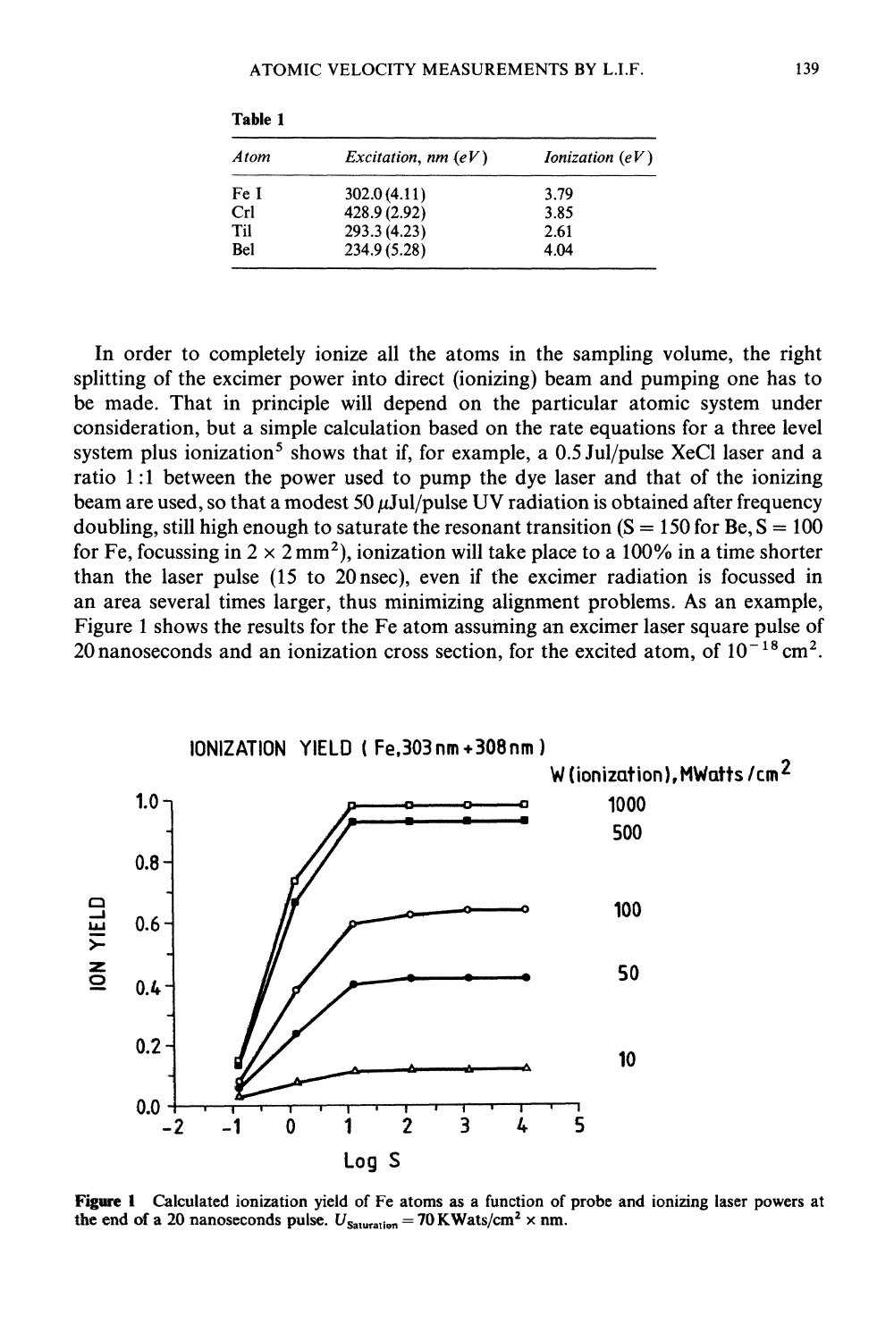**Table 1**

| *Atom* | *Excitation, nm (eV)* | *Ionization (eV)* |
|---|---|---|
| Fe I | 302.0 (4.11) | 3.79 |
| CrI | 428.9 (2.92) | 3.85 |
| TiI | 293.3 (4.23) | 2.61 |
| BeI | 234.9 (5.28) | 4.04 |

In order to completely ionize all the atoms in the sampling volume, the right splitting of the excimer power into direct (ionizing) beam and pumping one has to be made. That in principle will depend on the particular atomic system under consideration, but a simple calculation based on the rate equations for a three level system plus ionization[5] shows that if, for example, a 0.5 Jul/pulse XeCl laser and a ratio 1:1 between the power used to pump the dye laser and that of the ionizing beam are used, so that a modest 50 $\mu$Jul/pulse UV radiation is obtained after frequency doubling, still high enough to saturate the resonant transition ($S = 150$ for Be, $S = 100$ for Fe, focussing in $2 \times 2\,\text{mm}^2$), ionization will take place to a 100% in a time shorter than the laser pulse (15 to 20 nsec), even if the excimer radiation is focussed in an area several times larger, thus minimizing alignment problems. As an example, Figure 1 shows the results for the Fe atom assuming an excimer laser square pulse of 20 nanoseconds and an ionization cross section, for the excited atom, of $10^{-18}\,\text{cm}^2$.

**Figure 1** Calculated ionization yield of Fe atoms as a function of probe and ionizing laser powers at the end of a 20 nanoseconds pulse. $U_{\text{Saturation}} = 70\,\text{KWats/cm}^2 \times \text{nm}$.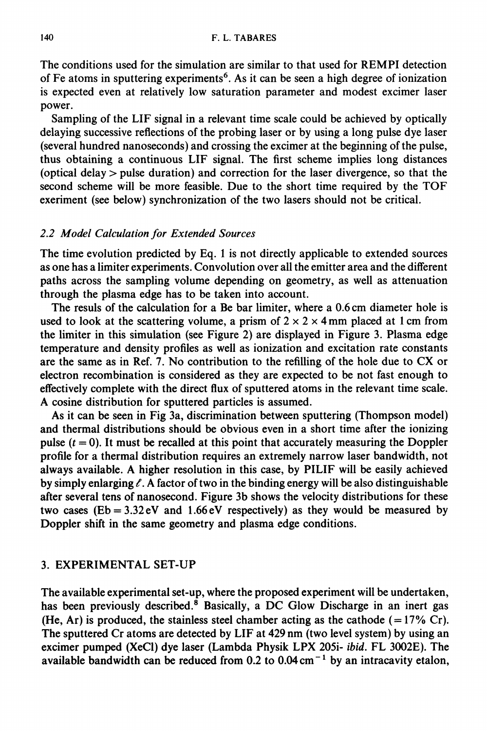The conditions used for the simulation are similar to that used for REMPI detection of Fe atoms in sputtering experiments[6]. As it can be seen a high degree of ionization is expected even at relatively low saturation parameter and modest excimer laser power.

Sampling of the LIF signal in a relevant time scale could be achieved by optically delaying successive reflections of the probing laser or by using a long pulse dye laser (several hundred nanoseconds) and crossing the excimer at the beginning of the pulse, thus obtaining a continuous LIF signal. The first scheme implies long distances (optical delay > pulse duration) and correction for the laser divergence, so that the second scheme will be more feasible. Due to the short time required by the TOF experiment (see below) synchronization of the two lasers should not be critical.

### *2.2 Model Calculation for Extended Sources*

The time evolution predicted by Eq. 1 is not directly applicable to extended sources as one has a limiter experiments. Convolution over all the emitter area and the different paths across the sampling volume depending on geometry, as well as attenuation through the plasma edge has to be taken into account.

The resuls of the calculation for a Be bar limiter, where a 0.6 cm diameter hole is used to look at the scattering volume, a prism of $2 \times 2 \times 4$ mm placed at 1 cm from the limiter in this simulation (see Figure 2) are displayed in Figure 3. Plasma edge temperature and density profiles as well as ionization and excitation rate constants are the same as in Ref. 7. No contribution to the refilling of the hole due to CX or electron recombination is considered as they are expected to be not fast enough to effectively complete with the direct flux of sputtered atoms in the relevant time scale. A cosine distribution for sputtered particles is assumed.

As it can be seen in Fig 3a, discrimination between sputtering (Thompson model) and thermal distributions should be obvious even in a short time after the ionizing pulse ($t = 0$). It must be recalled at this point that accurately measuring the Doppler profile for a thermal distribution requires an extremely narrow laser bandwidth, not always available. A higher resolution in this case, by PILIF will be easily achieved by simply enlarging $\ell$. A factor of two in the binding energy will be also distinguishable after several tens of nanosecond. Figure 3b shows the velocity distributions for these two cases ($E_b = 3.32$ eV and 1.66 eV respectively) as they would be measured by Doppler shift in the same geometry and plasma edge conditions.

## 3. EXPERIMENTAL SET-UP

The available experimental set-up, where the proposed experiment will be undertaken, has been previously described.[8] Basically, a DC Glow Discharge in an inert gas (He, Ar) is produced, the stainless steel chamber acting as the cathode (= 17% Cr). The sputtered Cr atoms are detected by LIF at 429 nm (two level system) by using an excimer pumped (XeCl) dye laser (Lambda Physik LPX 205i- *ibid.* FL 3002E). The available bandwidth can be reduced from 0.2 to 0.04 cm$^{-1}$ by an intracavity etalon,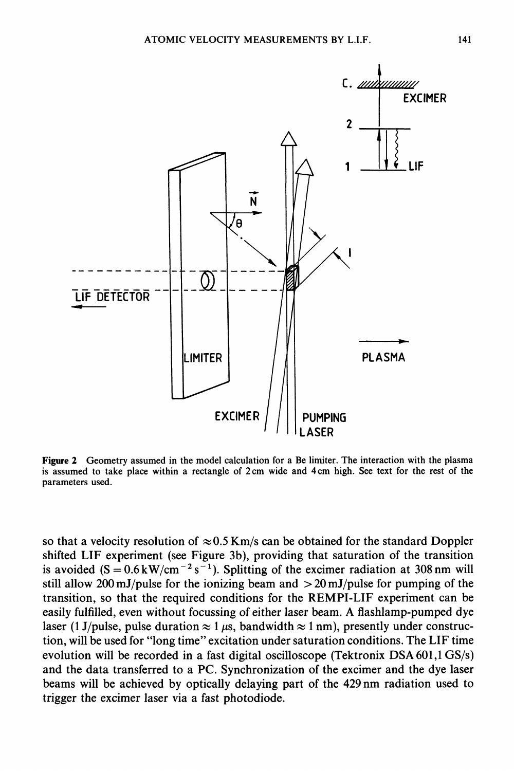**Figure 2** Geometry assumed in the model calculation for a Be limiter. The interaction with the plasma is assumed to take place within a rectangle of 2 cm wide and 4 cm high. See text for the rest of the parameters used.

so that a velocity resolution of $\approx 0.5$ Km/s can be obtained for the standard Doppler shifted LIF experiment (see Figure 3b), providing that saturation of the transition is avoided ($S = 0.6\,\mathrm{kW/cm^{-2}\,s^{-1}}$). Splitting of the excimer radiation at 308 nm will still allow 200 mJ/pulse for the ionizing beam and $> 20$ mJ/pulse for pumping of the transition, so that the required conditions for the REMPI-LIF experiment can be easily fulfilled, even without focussing of either laser beam. A flashlamp-pumped dye laser (1 J/pulse, pulse duration $\approx 1\,\mu$s, bandwidth $\approx 1$ nm), presently under construction, will be used for "long time" excitation under saturation conditions. The LIF time evolution will be recorded in a fast digital oscilloscope (Tektronix DSA 601,1 GS/s) and the data transferred to a PC. Synchronization of the excimer and the dye laser beams will be achieved by optically delaying part of the 429 nm radiation used to trigger the excimer laser via a fast photodiode.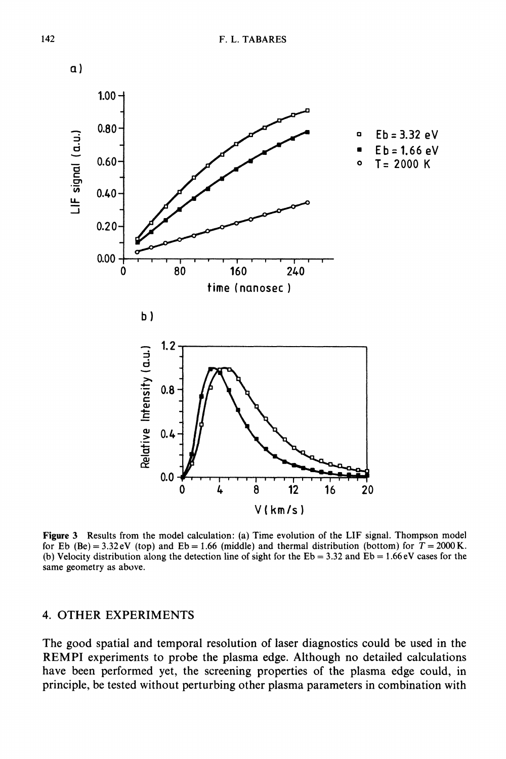**Figure 3** Results from the model calculation: (a) Time evolution of the LIF signal. Thompson model for Eb (Be) = 3.32 eV (top) and Eb = 1.66 (middle) and thermal distribution (bottom) for $T = 2000$ K. (b) Velocity distribution along the detection line of sight for the Eb = 3.32 and Eb = 1.66 eV cases for the same geometry as above.

## 4. OTHER EXPERIMENTS

The good spatial and temporal resolution of laser diagnostics could be used in the REMPI experiments to probe the plasma edge. Although no detailed calculations have been performed yet, the screening properties of the plasma edge could, in principle, be tested without perturbing other plasma parameters in combination with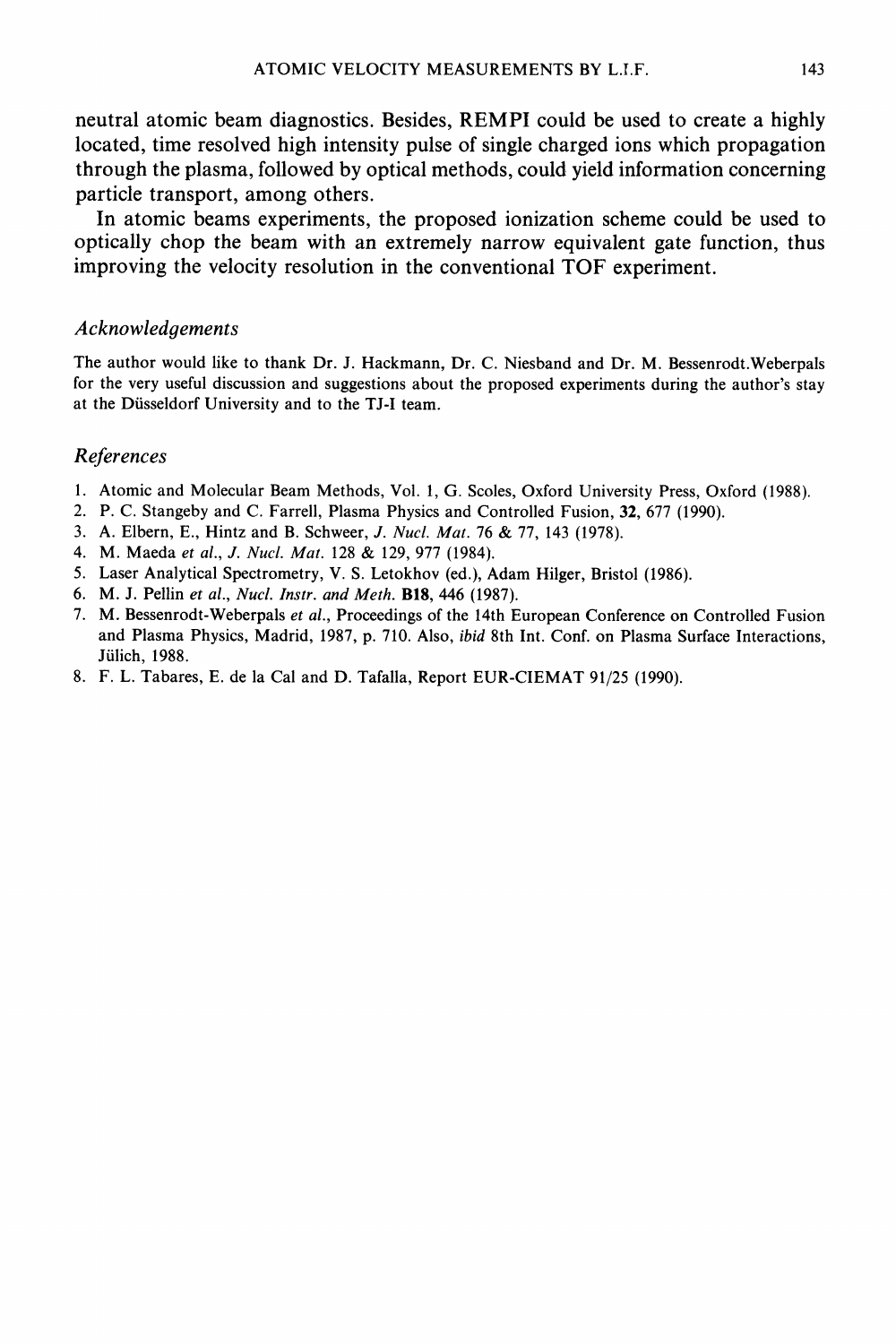neutral atomic beam diagnostics. Besides, REMPI could be used to create a highly located, time resolved high intensity pulse of single charged ions which propagation through the plasma, followed by optical methods, could yield information concerning particle transport, among others.

In atomic beams experiments, the proposed ionization scheme could be used to optically chop the beam with an extremely narrow equivalent gate function, thus improving the velocity resolution in the conventional TOF experiment.

## *Acknowledgements*

The author would like to thank Dr. J. Hackmann, Dr. C. Niesband and Dr. M. Bessenrodt.Weberpals for the very useful discussion and suggestions about the proposed experiments during the author's stay at the Düsseldorf University and to the TJ-I team.

## *References*

1. Atomic and Molecular Beam Methods, Vol. 1, G. Scoles, Oxford University Press, Oxford (1988).
2. P. C. Stangeby and C. Farrell, Plasma Physics and Controlled Fusion, **32**, 677 (1990).
3. A. Elbern, E., Hintz and B. Schweer, *J. Nucl. Mat.* 76 & 77, 143 (1978).
4. M. Maeda *et al.*, *J. Nucl. Mat.* 128 & 129, 977 (1984).
5. Laser Analytical Spectrometry, V. S. Letokhov (ed.), Adam Hilger, Bristol (1986).
6. M. J. Pellin *et al.*, *Nucl. Instr. and Meth.* **B18**, 446 (1987).
7. M. Bessenrodt-Weberpals *et al.*, Proceedings of the 14th European Conference on Controlled Fusion and Plasma Physics, Madrid, 1987, p. 710. Also, *ibid* 8th Int. Conf. on Plasma Surface Interactions, Jülich, 1988.
8. F. L. Tabares, E. de la Cal and D. Tafalla, Report EUR-CIEMAT 91/25 (1990).